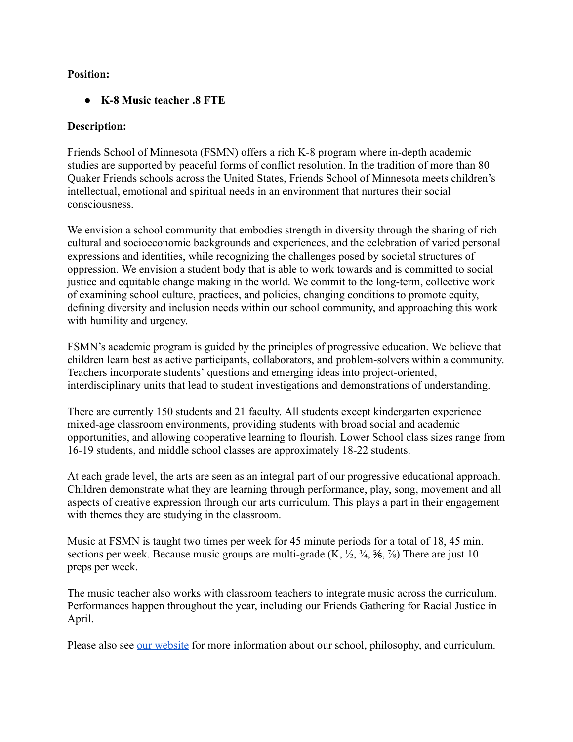**Position:**

- **K-8 Music teacher .8 FTE**

**Description:**

Friends School of Minnesota (FSMN) offers a rich K-8 program where in-depth academic studies are supported by peaceful forms of conflict resolution. In the tradition of more than 80 Quaker Friends schools across the United States, Friends School of Minnesota meets children's intellectual, emotional and spiritual needs in an environment that nurtures their social consciousness.

We envision a school community that embodies strength in diversity through the sharing of rich cultural and socioeconomic backgrounds and experiences, and the celebration of varied personal expressions and identities, while recognizing the challenges posed by societal structures of oppression. We envision a student body that is able to work towards and is committed to social justice and equitable change making in the world. We commit to the long-term, collective work of examining school culture, practices, and policies, changing conditions to promote equity, defining diversity and inclusion needs within our school community, and approaching this work with humility and urgency.

FSMN's academic program is guided by the principles of progressive education. We believe that children learn best as active participants, collaborators, and problem-solvers within a community. Teachers incorporate students' questions and emerging ideas into project-oriented, interdisciplinary units that lead to student investigations and demonstrations of understanding.

There are currently 150 students and 21 faculty. All students except kindergarten experience mixed-age classroom environments, providing students with broad social and academic opportunities, and allowing cooperative learning to flourish. Lower School class sizes range from 16-19 students, and middle school classes are approximately 18-22 students.

At each grade level, the arts are seen as an integral part of our progressive educational approach. Children demonstrate what they are learning through performance, play, song, movement and all aspects of creative expression through our arts curriculum. This plays a part in their engagement with themes they are studying in the classroom.

Music at FSMN is taught two times per week for 45 minute periods for a total of 18, 45 min. sections per week. Because music groups are multi-grade (K, ½, ¾, ⅚, ⅞) There are just 10 preps per week.

The music teacher also works with classroom teachers to integrate music across the curriculum. Performances happen throughout the year, including our Friends Gathering for Racial Justice in April.

Please also see [our website] for more information about our school, philosophy, and curriculum.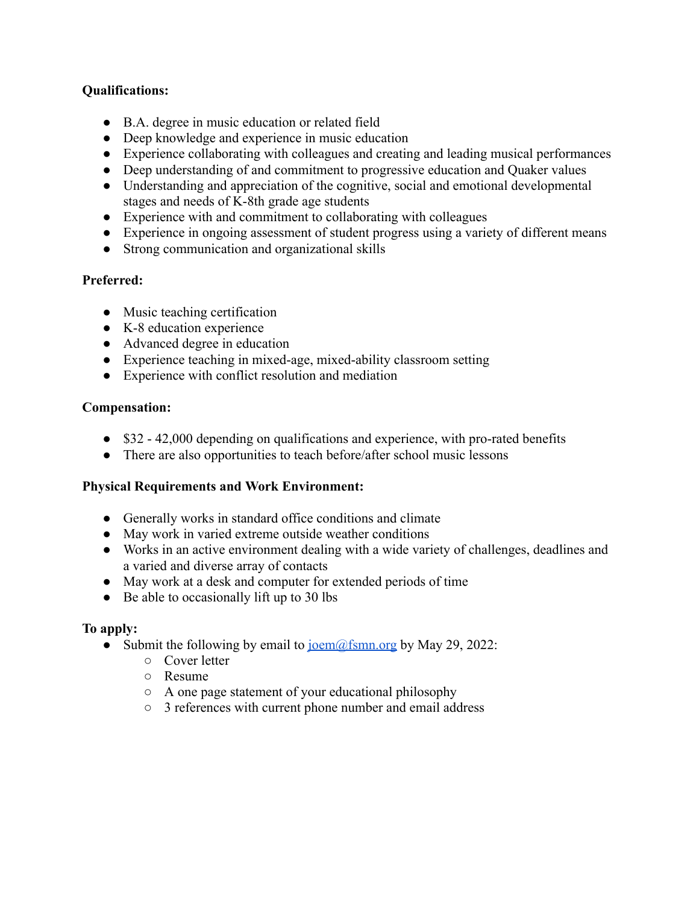**Qualifications:**

- B.A. degree in music education or related field
- Deep knowledge and experience in music education
- Experience collaborating with colleagues and creating and leading musical performances
- Deep understanding of and commitment to progressive education and Quaker values
- Understanding and appreciation of the cognitive, social and emotional developmental stages and needs of K-8th grade age students
- Experience with and commitment to collaborating with colleagues
- Experience in ongoing assessment of student progress using a variety of different means
- Strong communication and organizational skills

**Preferred:**

- Music teaching certification
- K-8 education experience
- Advanced degree in education
- Experience teaching in mixed-age, mixed-ability classroom setting
- Experience with conflict resolution and mediation

**Compensation:**

- $32 - 42,000 depending on qualifications and experience, with pro-rated benefits
- There are also opportunities to teach before/after school music lessons

**Physical Requirements and Work Environment:**

- Generally works in standard office conditions and climate
- May work in varied extreme outside weather conditions
- Works in an active environment dealing with a wide variety of challenges, deadlines and a varied and diverse array of contacts
- May work at a desk and computer for extended periods of time
- Be able to occasionally lift up to 30 lbs

**To apply:**

- Submit the following by email to [joem@fsmn.org](mailto:joem@fsmn.org) by May 29, 2022:
  - Cover letter
  - Resume
  - A one page statement of your educational philosophy
  - 3 references with current phone number and email address